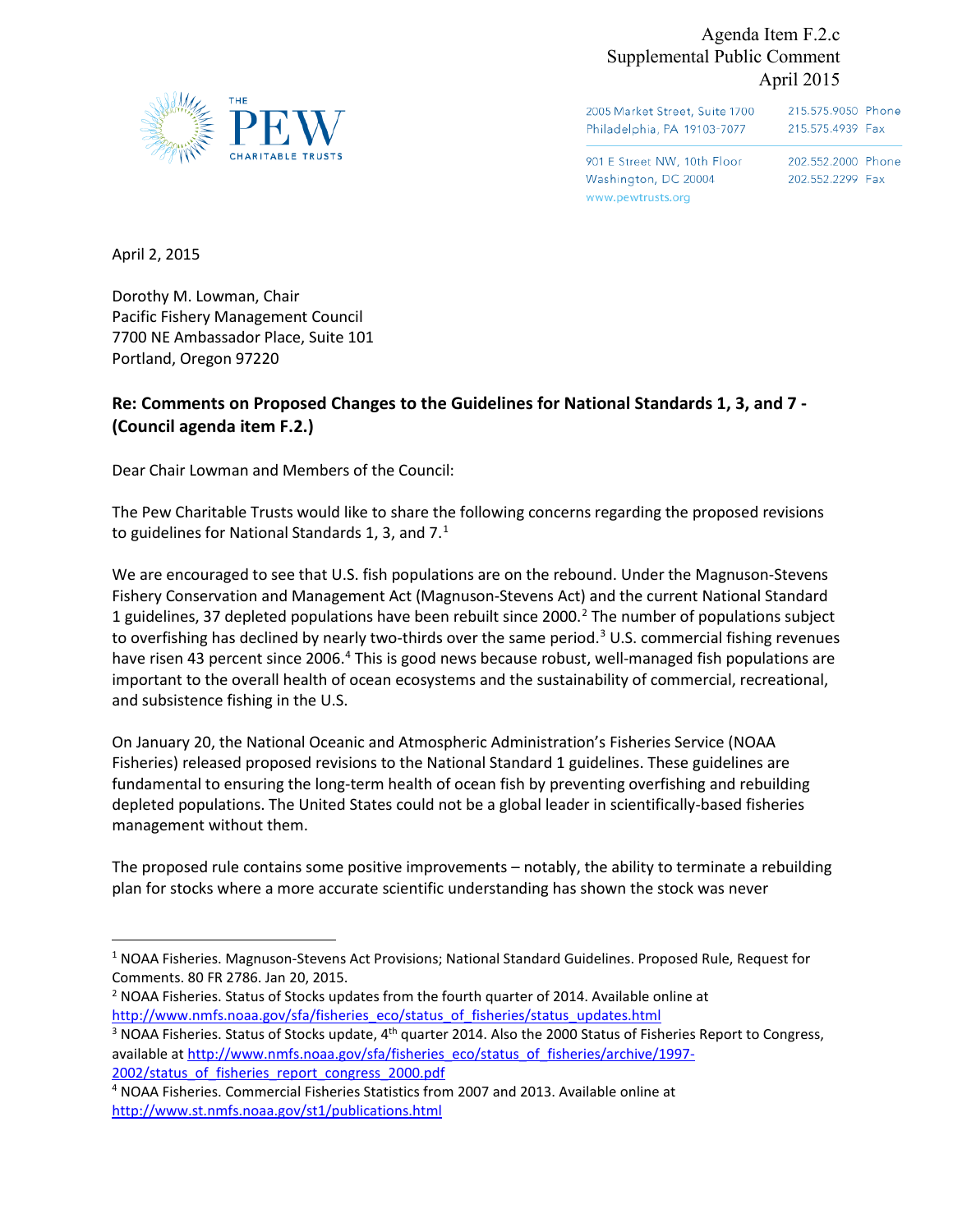Agenda Item F.2.c
Supplemental Public Comment
April 2015

THE PEW CHARITABLE TRUSTS

2005 Market Street, Suite 1700
Philadelphia, PA 19103-7077
215.575.9050 Phone
215.575.4939 Fax

901 E Street NW, 10th Floor
Washington, DC 20004
202.552.2000 Phone
202.552.2299 Fax
www.pewtrusts.org

April 2, 2015

Dorothy M. Lowman, Chair
Pacific Fishery Management Council
7700 NE Ambassador Place, Suite 101
Portland, Oregon 97220

**Re: Comments on Proposed Changes to the Guidelines for National Standards 1, 3, and 7 - (Council agenda item F.2.)**

Dear Chair Lowman and Members of the Council:

The Pew Charitable Trusts would like to share the following concerns regarding the proposed revisions to guidelines for National Standards 1, 3, and 7.[1]

We are encouraged to see that U.S. fish populations are on the rebound. Under the Magnuson-Stevens Fishery Conservation and Management Act (Magnuson-Stevens Act) and the current National Standard 1 guidelines, 37 depleted populations have been rebuilt since 2000.[2] The number of populations subject to overfishing has declined by nearly two-thirds over the same period.[3] U.S. commercial fishing revenues have risen 43 percent since 2006.[4] This is good news because robust, well-managed fish populations are important to the overall health of ocean ecosystems and the sustainability of commercial, recreational, and subsistence fishing in the U.S.

On January 20, the National Oceanic and Atmospheric Administration's Fisheries Service (NOAA Fisheries) released proposed revisions to the National Standard 1 guidelines. These guidelines are fundamental to ensuring the long-term health of ocean fish by preventing overfishing and rebuilding depleted populations. The United States could not be a global leader in scientifically-based fisheries management without them.

The proposed rule contains some positive improvements – notably, the ability to terminate a rebuilding plan for stocks where a more accurate scientific understanding has shown the stock was never

---

[1] NOAA Fisheries. Magnuson-Stevens Act Provisions; National Standard Guidelines. Proposed Rule, Request for Comments. 80 FR 2786. Jan 20, 2015.

[2] NOAA Fisheries. Status of Stocks updates from the fourth quarter of 2014. Available online at http://www.nmfs.noaa.gov/sfa/fisheries_eco/status_of_fisheries/status_updates.html

[3] NOAA Fisheries. Status of Stocks update, 4th quarter 2014. Also the 2000 Status of Fisheries Report to Congress, available at http://www.nmfs.noaa.gov/sfa/fisheries_eco/status_of_fisheries/archive/1997-2002/status_of_fisheries_report_congress_2000.pdf

[4] NOAA Fisheries. Commercial Fisheries Statistics from 2007 and 2013. Available online at http://www.st.nmfs.noaa.gov/st1/publications.html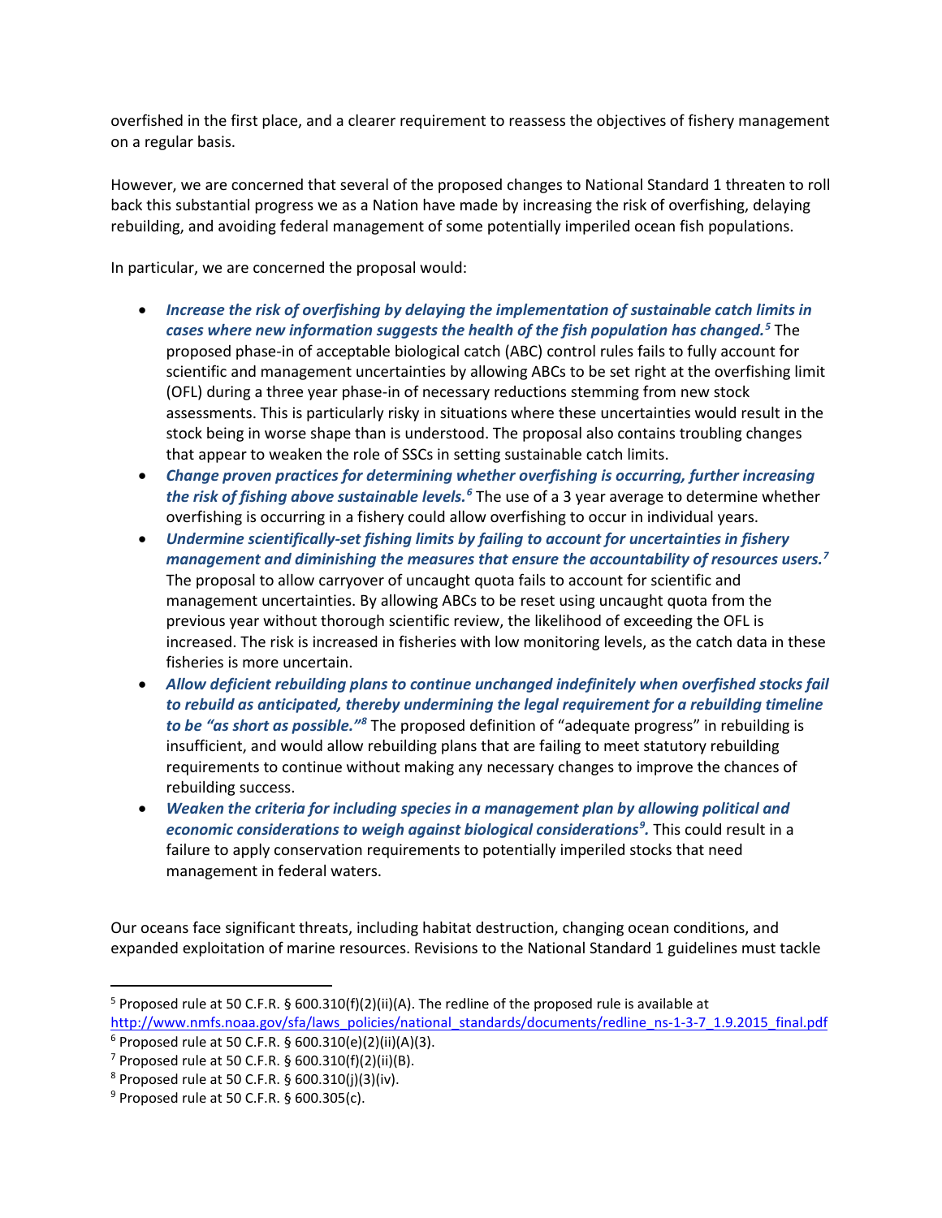overfished in the first place, and a clearer requirement to reassess the objectives of fishery management on a regular basis.

However, we are concerned that several of the proposed changes to National Standard 1 threaten to roll back this substantial progress we as a Nation have made by increasing the risk of overfishing, delaying rebuilding, and avoiding federal management of some potentially imperiled ocean fish populations.

In particular, we are concerned the proposal would:

- ***Increase the risk of overfishing by delaying the implementation of sustainable catch limits in cases where new information suggests the health of the fish population has changed.***[5] The proposed phase-in of acceptable biological catch (ABC) control rules fails to fully account for scientific and management uncertainties by allowing ABCs to be set right at the overfishing limit (OFL) during a three year phase-in of necessary reductions stemming from new stock assessments. This is particularly risky in situations where these uncertainties would result in the stock being in worse shape than is understood. The proposal also contains troubling changes that appear to weaken the role of SSCs in setting sustainable catch limits.
- ***Change proven practices for determining whether overfishing is occurring, further increasing the risk of fishing above sustainable levels.***[6] The use of a 3 year average to determine whether overfishing is occurring in a fishery could allow overfishing to occur in individual years.
- ***Undermine scientifically-set fishing limits by failing to account for uncertainties in fishery management and diminishing the measures that ensure the accountability of resources users.***[7] The proposal to allow carryover of uncaught quota fails to account for scientific and management uncertainties. By allowing ABCs to be reset using uncaught quota from the previous year without thorough scientific review, the likelihood of exceeding the OFL is increased. The risk is increased in fisheries with low monitoring levels, as the catch data in these fisheries is more uncertain.
- ***Allow deficient rebuilding plans to continue unchanged indefinitely when overfished stocks fail to rebuild as anticipated, thereby undermining the legal requirement for a rebuilding timeline to be "as short as possible."***[8] The proposed definition of "adequate progress" in rebuilding is insufficient, and would allow rebuilding plans that are failing to meet statutory rebuilding requirements to continue without making any necessary changes to improve the chances of rebuilding success.
- ***Weaken the criteria for including species in a management plan by allowing political and economic considerations to weigh against biological considerations***[9]***.*** This could result in a failure to apply conservation requirements to potentially imperiled stocks that need management in federal waters.

Our oceans face significant threats, including habitat destruction, changing ocean conditions, and expanded exploitation of marine resources. Revisions to the National Standard 1 guidelines must tackle

---

[5] Proposed rule at 50 C.F.R. § 600.310(f)(2)(ii)(A). The redline of the proposed rule is available at http://www.nmfs.noaa.gov/sfa/laws_policies/national_standards/documents/redline_ns-1-3-7_1.9.2015_final.pdf

[6] Proposed rule at 50 C.F.R. § 600.310(e)(2)(ii)(A)(3).

[7] Proposed rule at 50 C.F.R. § 600.310(f)(2)(ii)(B).

[8] Proposed rule at 50 C.F.R. § 600.310(j)(3)(iv).

[9] Proposed rule at 50 C.F.R. § 600.305(c).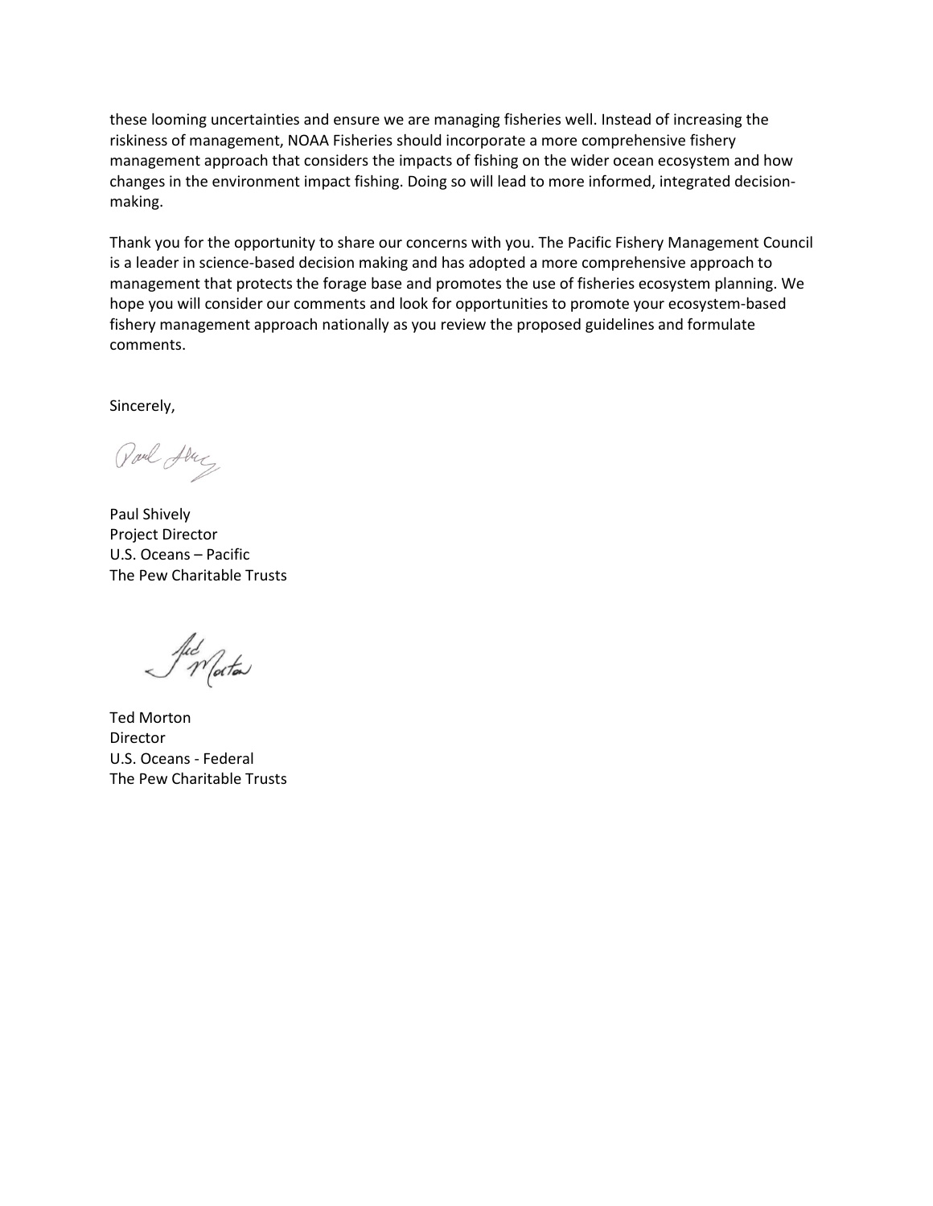these looming uncertainties and ensure we are managing fisheries well. Instead of increasing the riskiness of management, NOAA Fisheries should incorporate a more comprehensive fishery management approach that considers the impacts of fishing on the wider ocean ecosystem and how changes in the environment impact fishing. Doing so will lead to more informed, integrated decision-making.

Thank you for the opportunity to share our concerns with you. The Pacific Fishery Management Council is a leader in science-based decision making and has adopted a more comprehensive approach to management that protects the forage base and promotes the use of fisheries ecosystem planning. We hope you will consider our comments and look for opportunities to promote your ecosystem-based fishery management approach nationally as you review the proposed guidelines and formulate comments.

Sincerely,

Paul Shively
Project Director
U.S. Oceans – Pacific
The Pew Charitable Trusts

Ted Morton
Director
U.S. Oceans - Federal
The Pew Charitable Trusts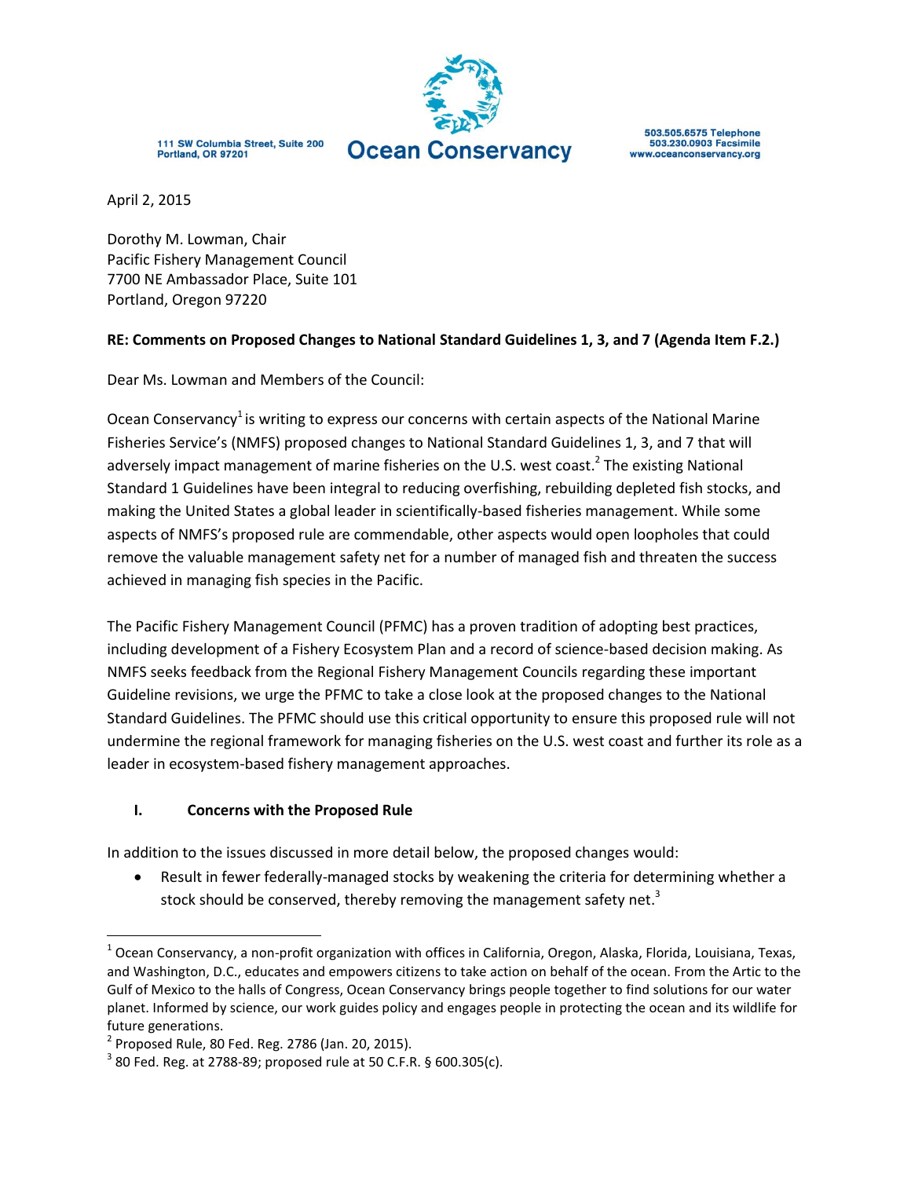111 SW Columbia Street, Suite 200
Portland, OR 97201

**Ocean Conservancy**

503.505.6575 Telephone
503.230.0903 Facsimile
www.oceanconservancy.org

April 2, 2015

Dorothy M. Lowman, Chair
Pacific Fishery Management Council
7700 NE Ambassador Place, Suite 101
Portland, Oregon 97220

**RE: Comments on Proposed Changes to National Standard Guidelines 1, 3, and 7 (Agenda Item F.2.)**

Dear Ms. Lowman and Members of the Council:

Ocean Conservancy[1] is writing to express our concerns with certain aspects of the National Marine Fisheries Service's (NMFS) proposed changes to National Standard Guidelines 1, 3, and 7 that will adversely impact management of marine fisheries on the U.S. west coast.[2] The existing National Standard 1 Guidelines have been integral to reducing overfishing, rebuilding depleted fish stocks, and making the United States a global leader in scientifically-based fisheries management. While some aspects of NMFS's proposed rule are commendable, other aspects would open loopholes that could remove the valuable management safety net for a number of managed fish and threaten the success achieved in managing fish species in the Pacific.

The Pacific Fishery Management Council (PFMC) has a proven tradition of adopting best practices, including development of a Fishery Ecosystem Plan and a record of science-based decision making. As NMFS seeks feedback from the Regional Fishery Management Councils regarding these important Guideline revisions, we urge the PFMC to take a close look at the proposed changes to the National Standard Guidelines. The PFMC should use this critical opportunity to ensure this proposed rule will not undermine the regional framework for managing fisheries on the U.S. west coast and further its role as a leader in ecosystem-based fishery management approaches.

## I. Concerns with the Proposed Rule

In addition to the issues discussed in more detail below, the proposed changes would:

- Result in fewer federally-managed stocks by weakening the criteria for determining whether a stock should be conserved, thereby removing the management safety net.[3]

---

[1] Ocean Conservancy, a non-profit organization with offices in California, Oregon, Alaska, Florida, Louisiana, Texas, and Washington, D.C., educates and empowers citizens to take action on behalf of the ocean. From the Artic to the Gulf of Mexico to the halls of Congress, Ocean Conservancy brings people together to find solutions for our water planet. Informed by science, our work guides policy and engages people in protecting the ocean and its wildlife for future generations.

[2] Proposed Rule, 80 Fed. Reg. 2786 (Jan. 20, 2015).

[3] 80 Fed. Reg. at 2788-89; proposed rule at 50 C.F.R. § 600.305(c).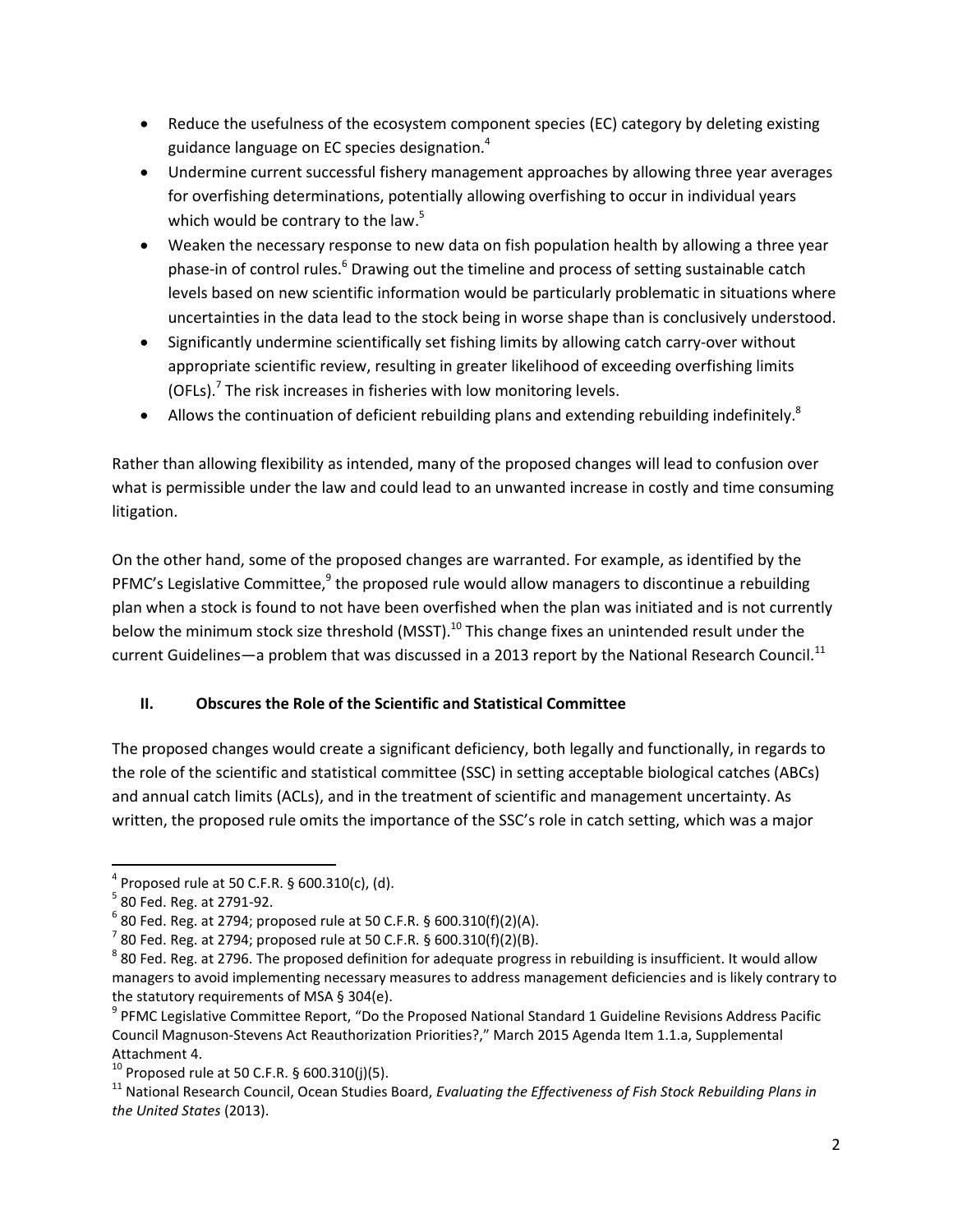- Reduce the usefulness of the ecosystem component species (EC) category by deleting existing guidance language on EC species designation.[4]
- Undermine current successful fishery management approaches by allowing three year averages for overfishing determinations, potentially allowing overfishing to occur in individual years which would be contrary to the law.[5]
- Weaken the necessary response to new data on fish population health by allowing a three year phase-in of control rules.[6] Drawing out the timeline and process of setting sustainable catch levels based on new scientific information would be particularly problematic in situations where uncertainties in the data lead to the stock being in worse shape than is conclusively understood.
- Significantly undermine scientifically set fishing limits by allowing catch carry-over without appropriate scientific review, resulting in greater likelihood of exceeding overfishing limits (OFLs).[7] The risk increases in fisheries with low monitoring levels.
- Allows the continuation of deficient rebuilding plans and extending rebuilding indefinitely.[8]

Rather than allowing flexibility as intended, many of the proposed changes will lead to confusion over what is permissible under the law and could lead to an unwanted increase in costly and time consuming litigation.

On the other hand, some of the proposed changes are warranted. For example, as identified by the PFMC's Legislative Committee,[9] the proposed rule would allow managers to discontinue a rebuilding plan when a stock is found to not have been overfished when the plan was initiated and is not currently below the minimum stock size threshold (MSST).[10] This change fixes an unintended result under the current Guidelines—a problem that was discussed in a 2013 report by the National Research Council.[11]

## II. Obscures the Role of the Scientific and Statistical Committee

The proposed changes would create a significant deficiency, both legally and functionally, in regards to the role of the scientific and statistical committee (SSC) in setting acceptable biological catches (ABCs) and annual catch limits (ACLs), and in the treatment of scientific and management uncertainty. As written, the proposed rule omits the importance of the SSC's role in catch setting, which was a major

---

[4] Proposed rule at 50 C.F.R. § 600.310(c), (d).

[5] 80 Fed. Reg. at 2791-92.

[6] 80 Fed. Reg. at 2794; proposed rule at 50 C.F.R. § 600.310(f)(2)(A).

[7] 80 Fed. Reg. at 2794; proposed rule at 50 C.F.R. § 600.310(f)(2)(B).

[8] 80 Fed. Reg. at 2796. The proposed definition for adequate progress in rebuilding is insufficient. It would allow managers to avoid implementing necessary measures to address management deficiencies and is likely contrary to the statutory requirements of MSA § 304(e).

[9] PFMC Legislative Committee Report, "Do the Proposed National Standard 1 Guideline Revisions Address Pacific Council Magnuson-Stevens Act Reauthorization Priorities?," March 2015 Agenda Item 1.1.a, Supplemental Attachment 4.

[10] Proposed rule at 50 C.F.R. § 600.310(j)(5).

[11] National Research Council, Ocean Studies Board, *Evaluating the Effectiveness of Fish Stock Rebuilding Plans in the United States* (2013).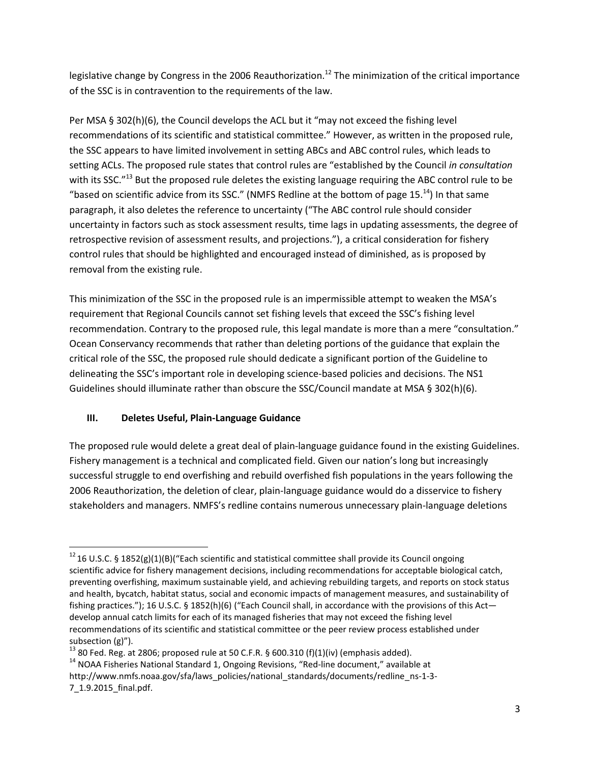legislative change by Congress in the 2006 Reauthorization.[12] The minimization of the critical importance of the SSC is in contravention to the requirements of the law.

Per MSA § 302(h)(6), the Council develops the ACL but it "may not exceed the fishing level recommendations of its scientific and statistical committee." However, as written in the proposed rule, the SSC appears to have limited involvement in setting ABCs and ABC control rules, which leads to setting ACLs. The proposed rule states that control rules are "established by the Council *in consultation* with its SSC."[13] But the proposed rule deletes the existing language requiring the ABC control rule to be "based on scientific advice from its SSC." (NMFS Redline at the bottom of page 15.[14]) In that same paragraph, it also deletes the reference to uncertainty ("The ABC control rule should consider uncertainty in factors such as stock assessment results, time lags in updating assessments, the degree of retrospective revision of assessment results, and projections."), a critical consideration for fishery control rules that should be highlighted and encouraged instead of diminished, as is proposed by removal from the existing rule.

This minimization of the SSC in the proposed rule is an impermissible attempt to weaken the MSA's requirement that Regional Councils cannot set fishing levels that exceed the SSC's fishing level recommendation. Contrary to the proposed rule, this legal mandate is more than a mere "consultation." Ocean Conservancy recommends that rather than deleting portions of the guidance that explain the critical role of the SSC, the proposed rule should dedicate a significant portion of the Guideline to delineating the SSC's important role in developing science-based policies and decisions. The NS1 Guidelines should illuminate rather than obscure the SSC/Council mandate at MSA § 302(h)(6).

## III. Deletes Useful, Plain-Language Guidance

The proposed rule would delete a great deal of plain-language guidance found in the existing Guidelines. Fishery management is a technical and complicated field. Given our nation's long but increasingly successful struggle to end overfishing and rebuild overfished fish populations in the years following the 2006 Reauthorization, the deletion of clear, plain-language guidance would do a disservice to fishery stakeholders and managers. NMFS's redline contains numerous unnecessary plain-language deletions

---

[12] 16 U.S.C. § 1852(g)(1)(B)("Each scientific and statistical committee shall provide its Council ongoing scientific advice for fishery management decisions, including recommendations for acceptable biological catch, preventing overfishing, maximum sustainable yield, and achieving rebuilding targets, and reports on stock status and health, bycatch, habitat status, social and economic impacts of management measures, and sustainability of fishing practices."); 16 U.S.C. § 1852(h)(6) ("Each Council shall, in accordance with the provisions of this Act—develop annual catch limits for each of its managed fisheries that may not exceed the fishing level recommendations of its scientific and statistical committee or the peer review process established under subsection (g)").

[13] 80 Fed. Reg. at 2806; proposed rule at 50 C.F.R. § 600.310 (f)(1)(iv) (emphasis added).

[14] NOAA Fisheries National Standard 1, Ongoing Revisions, "Red-line document," available at http://www.nmfs.noaa.gov/sfa/laws_policies/national_standards/documents/redline_ns-1-3-7_1.9.2015_final.pdf.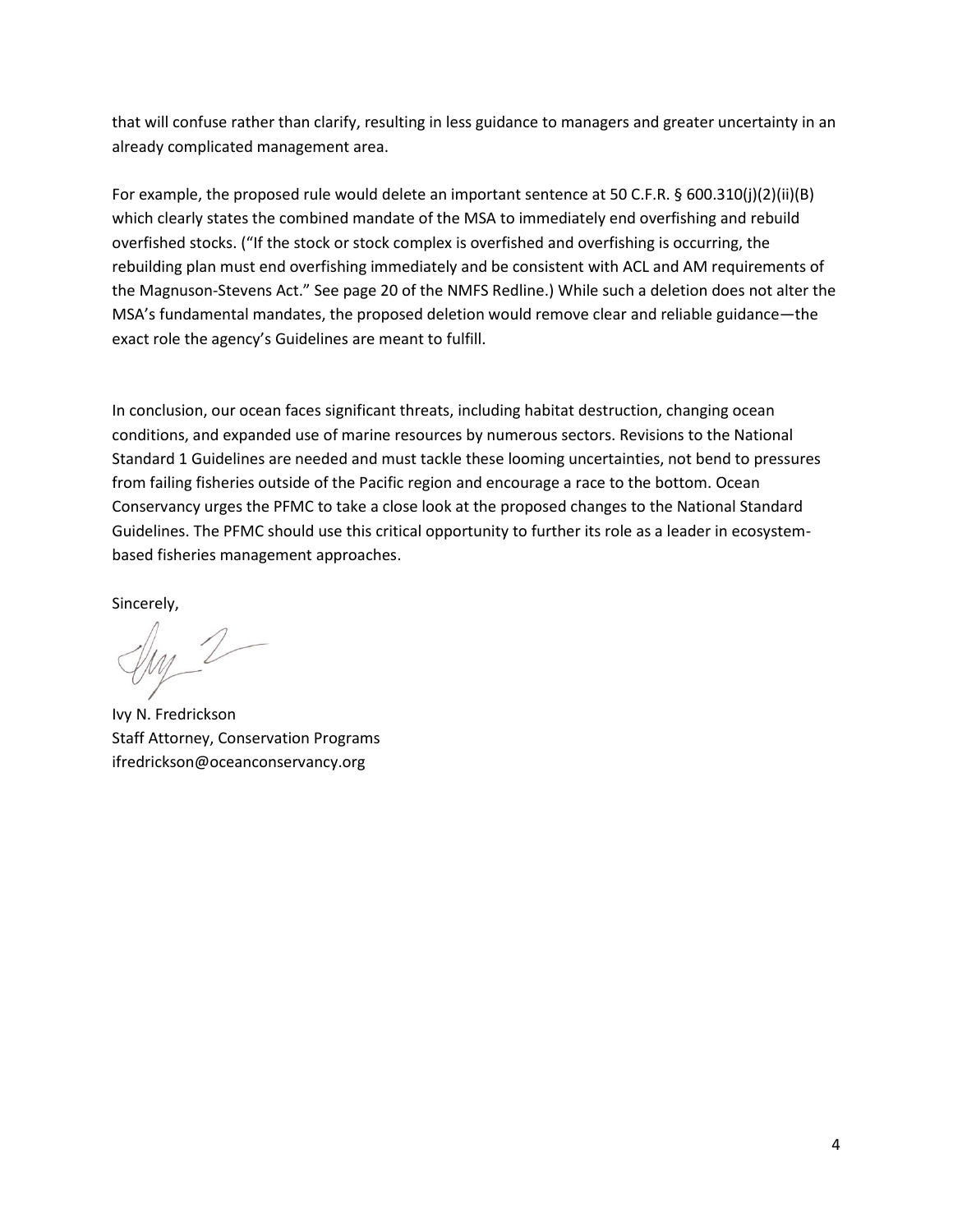that will confuse rather than clarify, resulting in less guidance to managers and greater uncertainty in an already complicated management area.

For example, the proposed rule would delete an important sentence at 50 C.F.R. § 600.310(j)(2)(ii)(B) which clearly states the combined mandate of the MSA to immediately end overfishing and rebuild overfished stocks. ("If the stock or stock complex is overfished and overfishing is occurring, the rebuilding plan must end overfishing immediately and be consistent with ACL and AM requirements of the Magnuson-Stevens Act." See page 20 of the NMFS Redline.) While such a deletion does not alter the MSA's fundamental mandates, the proposed deletion would remove clear and reliable guidance—the exact role the agency's Guidelines are meant to fulfill.

In conclusion, our ocean faces significant threats, including habitat destruction, changing ocean conditions, and expanded use of marine resources by numerous sectors. Revisions to the National Standard 1 Guidelines are needed and must tackle these looming uncertainties, not bend to pressures from failing fisheries outside of the Pacific region and encourage a race to the bottom. Ocean Conservancy urges the PFMC to take a close look at the proposed changes to the National Standard Guidelines. The PFMC should use this critical opportunity to further its role as a leader in ecosystem-based fisheries management approaches.

Sincerely,

Ivy N. Fredrickson
Staff Attorney, Conservation Programs
ifredrickson@oceanconservancy.org